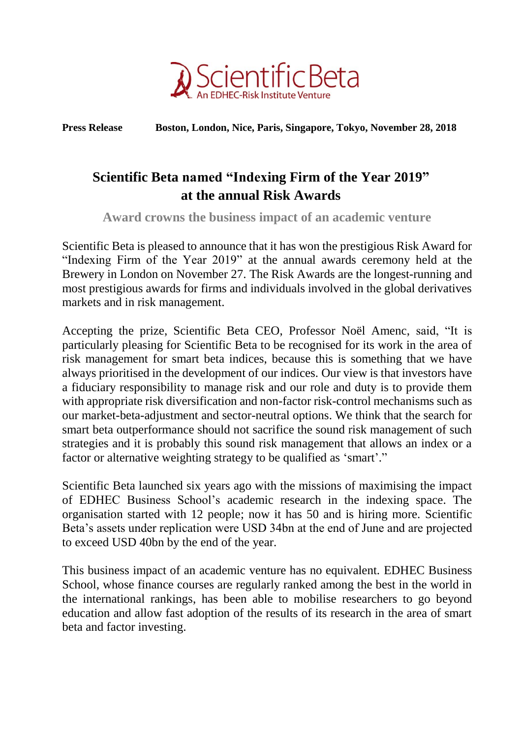Scientific Beta
An EDHEC-Risk Institute Venture

**Press Release** **Boston, London, Nice, Paris, Singapore, Tokyo, November 28, 2018**

# Scientific Beta named "Indexing Firm of the Year 2019" at the annual Risk Awards

## Award crowns the business impact of an academic venture

Scientific Beta is pleased to announce that it has won the prestigious Risk Award for "Indexing Firm of the Year 2019" at the annual awards ceremony held at the Brewery in London on November 27. The Risk Awards are the longest-running and most prestigious awards for firms and individuals involved in the global derivatives markets and in risk management.

Accepting the prize, Scientific Beta CEO, Professor Noël Amenc, said, "It is particularly pleasing for Scientific Beta to be recognised for its work in the area of risk management for smart beta indices, because this is something that we have always prioritised in the development of our indices. Our view is that investors have a fiduciary responsibility to manage risk and our role and duty is to provide them with appropriate risk diversification and non-factor risk-control mechanisms such as our market-beta-adjustment and sector-neutral options. We think that the search for smart beta outperformance should not sacrifice the sound risk management of such strategies and it is probably this sound risk management that allows an index or a factor or alternative weighting strategy to be qualified as 'smart'."

Scientific Beta launched six years ago with the missions of maximising the impact of EDHEC Business School's academic research in the indexing space. The organisation started with 12 people; now it has 50 and is hiring more. Scientific Beta's assets under replication were USD 34bn at the end of June and are projected to exceed USD 40bn by the end of the year.

This business impact of an academic venture has no equivalent. EDHEC Business School, whose finance courses are regularly ranked among the best in the world in the international rankings, has been able to mobilise researchers to go beyond education and allow fast adoption of the results of its research in the area of smart beta and factor investing.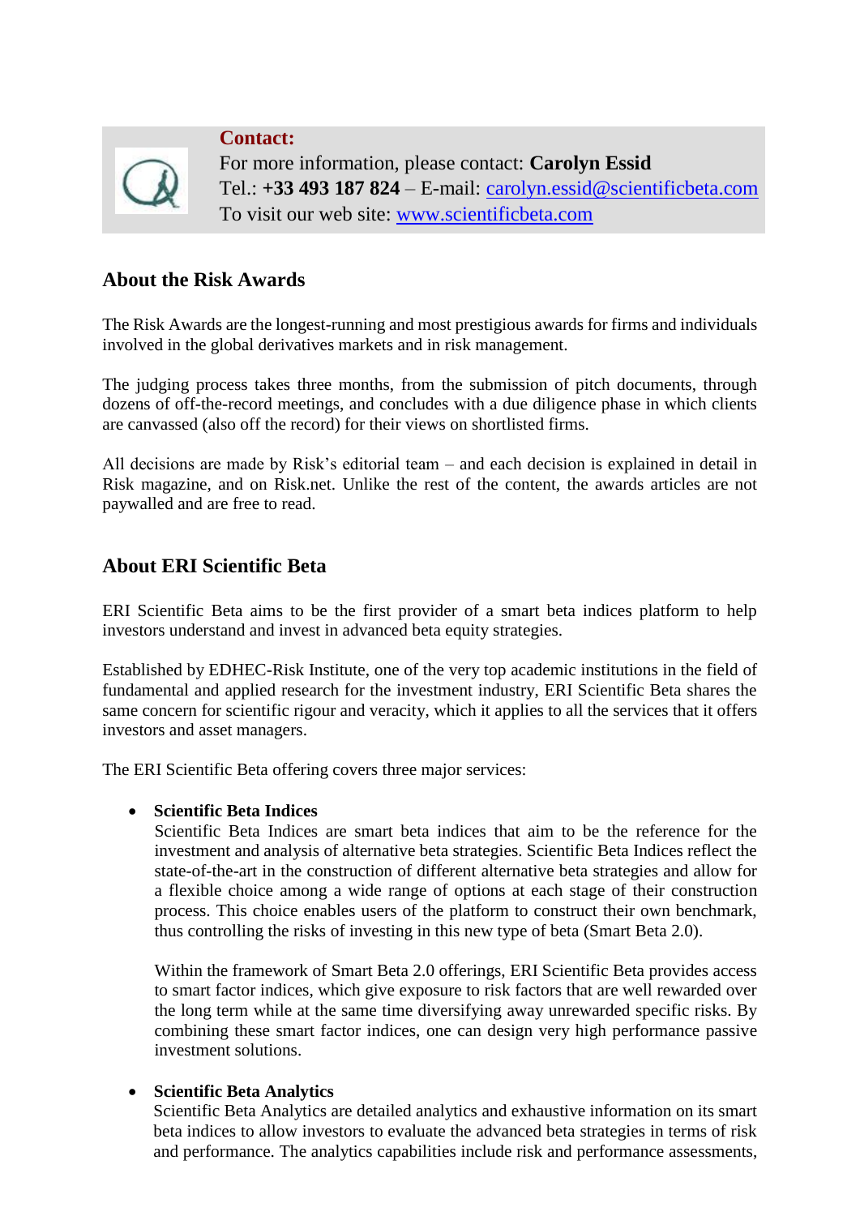**Contact:**
For more information, please contact: **Carolyn Essid**
Tel.: **+33 493 187 824** – E-mail: carolyn.essid@scientificbeta.com
To visit our web site: www.scientificbeta.com

## About the Risk Awards

The Risk Awards are the longest-running and most prestigious awards for firms and individuals involved in the global derivatives markets and in risk management.

The judging process takes three months, from the submission of pitch documents, through dozens of off-the-record meetings, and concludes with a due diligence phase in which clients are canvassed (also off the record) for their views on shortlisted firms.

All decisions are made by Risk's editorial team – and each decision is explained in detail in Risk magazine, and on Risk.net. Unlike the rest of the content, the awards articles are not paywalled and are free to read.

## About ERI Scientific Beta

ERI Scientific Beta aims to be the first provider of a smart beta indices platform to help investors understand and invest in advanced beta equity strategies.

Established by EDHEC-Risk Institute, one of the very top academic institutions in the field of fundamental and applied research for the investment industry, ERI Scientific Beta shares the same concern for scientific rigour and veracity, which it applies to all the services that it offers investors and asset managers.

The ERI Scientific Beta offering covers three major services:

- **Scientific Beta Indices**
  Scientific Beta Indices are smart beta indices that aim to be the reference for the investment and analysis of alternative beta strategies. Scientific Beta Indices reflect the state-of-the-art in the construction of different alternative beta strategies and allow for a flexible choice among a wide range of options at each stage of their construction process. This choice enables users of the platform to construct their own benchmark, thus controlling the risks of investing in this new type of beta (Smart Beta 2.0).

  Within the framework of Smart Beta 2.0 offerings, ERI Scientific Beta provides access to smart factor indices, which give exposure to risk factors that are well rewarded over the long term while at the same time diversifying away unrewarded specific risks. By combining these smart factor indices, one can design very high performance passive investment solutions.

- **Scientific Beta Analytics**
  Scientific Beta Analytics are detailed analytics and exhaustive information on its smart beta indices to allow investors to evaluate the advanced beta strategies in terms of risk and performance. The analytics capabilities include risk and performance assessments,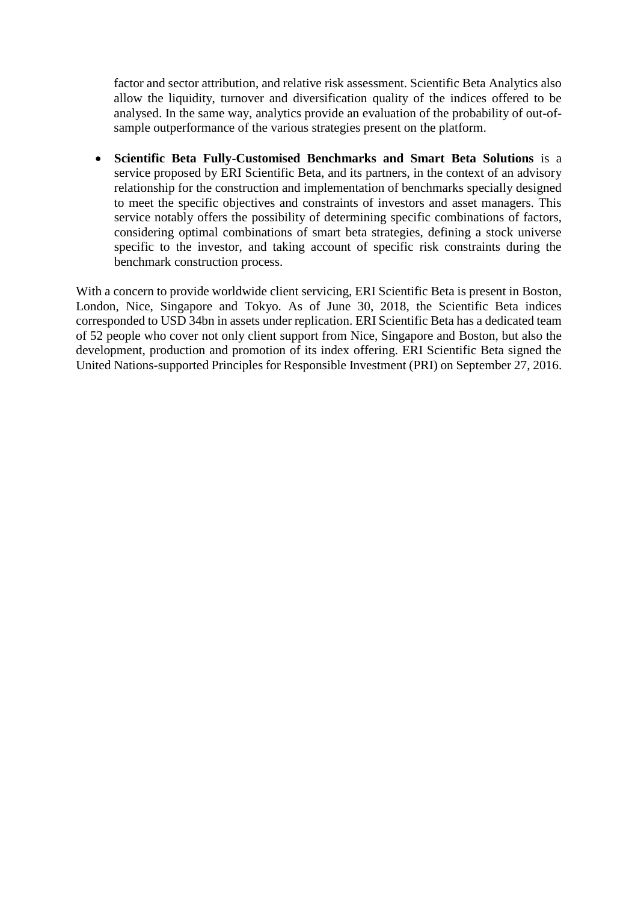factor and sector attribution, and relative risk assessment. Scientific Beta Analytics also allow the liquidity, turnover and diversification quality of the indices offered to be analysed. In the same way, analytics provide an evaluation of the probability of out-of-sample outperformance of the various strategies present on the platform.

- **Scientific Beta Fully-Customised Benchmarks and Smart Beta Solutions** is a service proposed by ERI Scientific Beta, and its partners, in the context of an advisory relationship for the construction and implementation of benchmarks specially designed to meet the specific objectives and constraints of investors and asset managers. This service notably offers the possibility of determining specific combinations of factors, considering optimal combinations of smart beta strategies, defining a stock universe specific to the investor, and taking account of specific risk constraints during the benchmark construction process.

With a concern to provide worldwide client servicing, ERI Scientific Beta is present in Boston, London, Nice, Singapore and Tokyo. As of June 30, 2018, the Scientific Beta indices corresponded to USD 34bn in assets under replication. ERI Scientific Beta has a dedicated team of 52 people who cover not only client support from Nice, Singapore and Boston, but also the development, production and promotion of its index offering. ERI Scientific Beta signed the United Nations-supported Principles for Responsible Investment (PRI) on September 27, 2016.